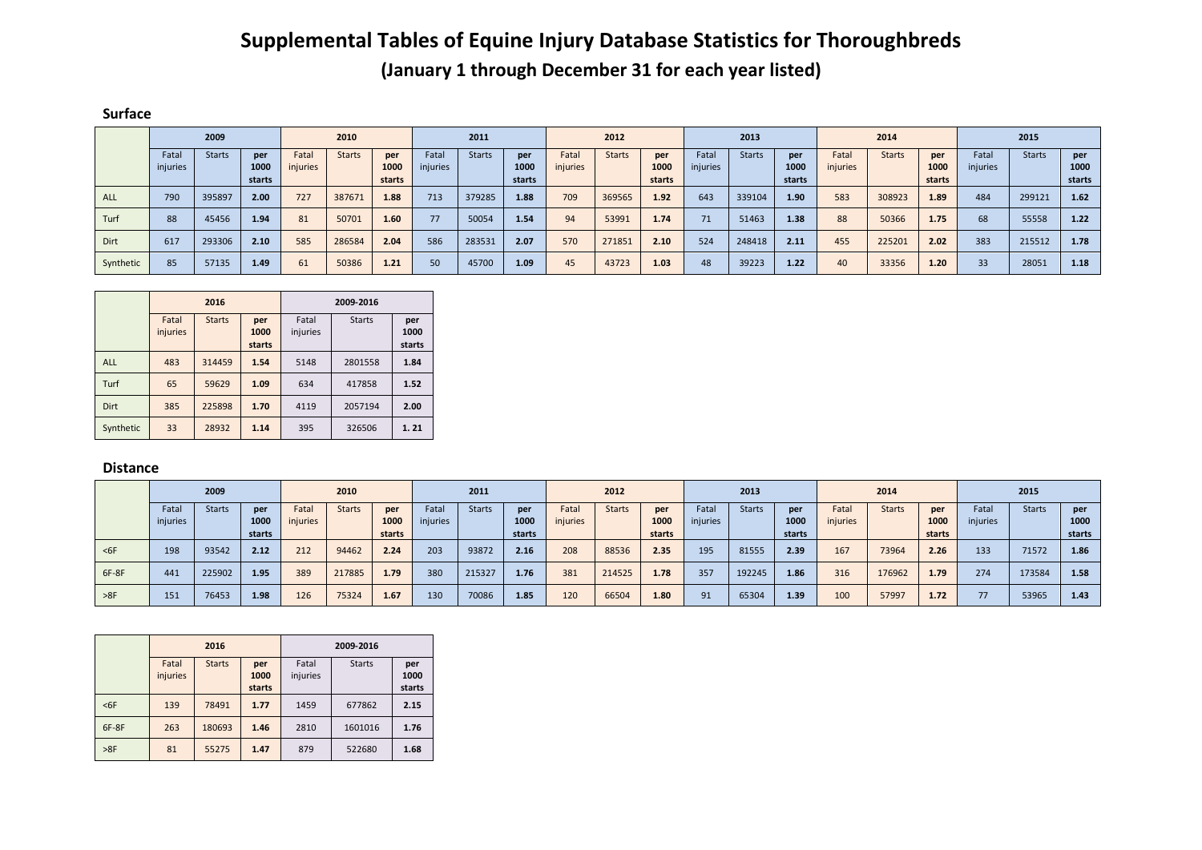# Supplemental Tables of Equine Injury Database Statistics for Thoroughbreds

## (January 1 through December 31 for each year listed)

### Surface

| | 2009 | | | 2010 | | | 2011 | | | 2012 | | | 2013 | | | 2014 | | | 2015 | | |
|---|---|---|---|---|---|---|---|---|---|---|---|---|---|---|---|---|---|---|---|---|---|
| | Fatal injuries | Starts | **per 1000 starts** | Fatal injuries | Starts | **per 1000 starts** | Fatal injuries | Starts | **per 1000 starts** | Fatal injuries | Starts | **per 1000 starts** | Fatal injuries | Starts | **per 1000 starts** | Fatal injuries | Starts | **per 1000 starts** | Fatal injuries | Starts | **per 1000 starts** |
| ALL | 790 | 395897 | **2.00** | 727 | 387671 | **1.88** | 713 | 379285 | **1.88** | 709 | 369565 | **1.92** | 643 | 339104 | **1.90** | 583 | 308923 | **1.89** | 484 | 299121 | **1.62** |
| Turf | 88 | 45456 | **1.94** | 81 | 50701 | **1.60** | 77 | 50054 | **1.54** | 94 | 53991 | **1.74** | 71 | 51463 | **1.38** | 88 | 50366 | **1.75** | 68 | 55558 | **1.22** |
| Dirt | 617 | 293306 | **2.10** | 585 | 286584 | **2.04** | 586 | 283531 | **2.07** | 570 | 271851 | **2.10** | 524 | 248418 | **2.11** | 455 | 225201 | **2.02** | 383 | 215512 | **1.78** |
| Synthetic | 85 | 57135 | **1.49** | 61 | 50386 | **1.21** | 50 | 45700 | **1.09** | 45 | 43723 | **1.03** | 48 | 39223 | **1.22** | 40 | 33356 | **1.20** | 33 | 28051 | **1.18** |

| | 2016 | | | 2009-2016 | | |
|---|---|---|---|---|---|---|
| | Fatal injuries | Starts | **per 1000 starts** | Fatal injuries | Starts | **per 1000 starts** |
| ALL | 483 | 314459 | **1.54** | 5148 | 2801558 | **1.84** |
| Turf | 65 | 59629 | **1.09** | 634 | 417858 | **1.52** |
| Dirt | 385 | 225898 | **1.70** | 4119 | 2057194 | **2.00** |
| Synthetic | 33 | 28932 | **1.14** | 395 | 326506 | **1. 21** |

### Distance

| | 2009 | | | 2010 | | | 2011 | | | 2012 | | | 2013 | | | 2014 | | | 2015 | | |
|---|---|---|---|---|---|---|---|---|---|---|---|---|---|---|---|---|---|---|---|---|---|
| | Fatal injuries | Starts | **per 1000 starts** | Fatal injuries | Starts | **per 1000 starts** | Fatal injuries | Starts | **per 1000 starts** | Fatal injuries | Starts | **per 1000 starts** | Fatal injuries | Starts | **per 1000 starts** | Fatal injuries | Starts | **per 1000 starts** | Fatal injuries | Starts | **per 1000 starts** |
| <6F | 198 | 93542 | **2.12** | 212 | 94462 | **2.24** | 203 | 93872 | **2.16** | 208 | 88536 | **2.35** | 195 | 81555 | **2.39** | 167 | 73964 | **2.26** | 133 | 71572 | **1.86** |
| 6F-8F | 441 | 225902 | **1.95** | 389 | 217885 | **1.79** | 380 | 215327 | **1.76** | 381 | 214525 | **1.78** | 357 | 192245 | **1.86** | 316 | 176962 | **1.79** | 274 | 173584 | **1.58** |
| >8F | 151 | 76453 | **1.98** | 126 | 75324 | **1.67** | 130 | 70086 | **1.85** | 120 | 66504 | **1.80** | 91 | 65304 | **1.39** | 100 | 57997 | **1.72** | 77 | 53965 | **1.43** |

| | 2016 | | | 2009-2016 | | |
|---|---|---|---|---|---|---|
| | Fatal injuries | Starts | **per 1000 starts** | Fatal injuries | Starts | **per 1000 starts** |
| <6F | 139 | 78491 | **1.77** | 1459 | 677862 | **2.15** |
| 6F-8F | 263 | 180693 | **1.46** | 2810 | 1601016 | **1.76** |
| >8F | 81 | 55275 | **1.47** | 879 | 522680 | **1.68** |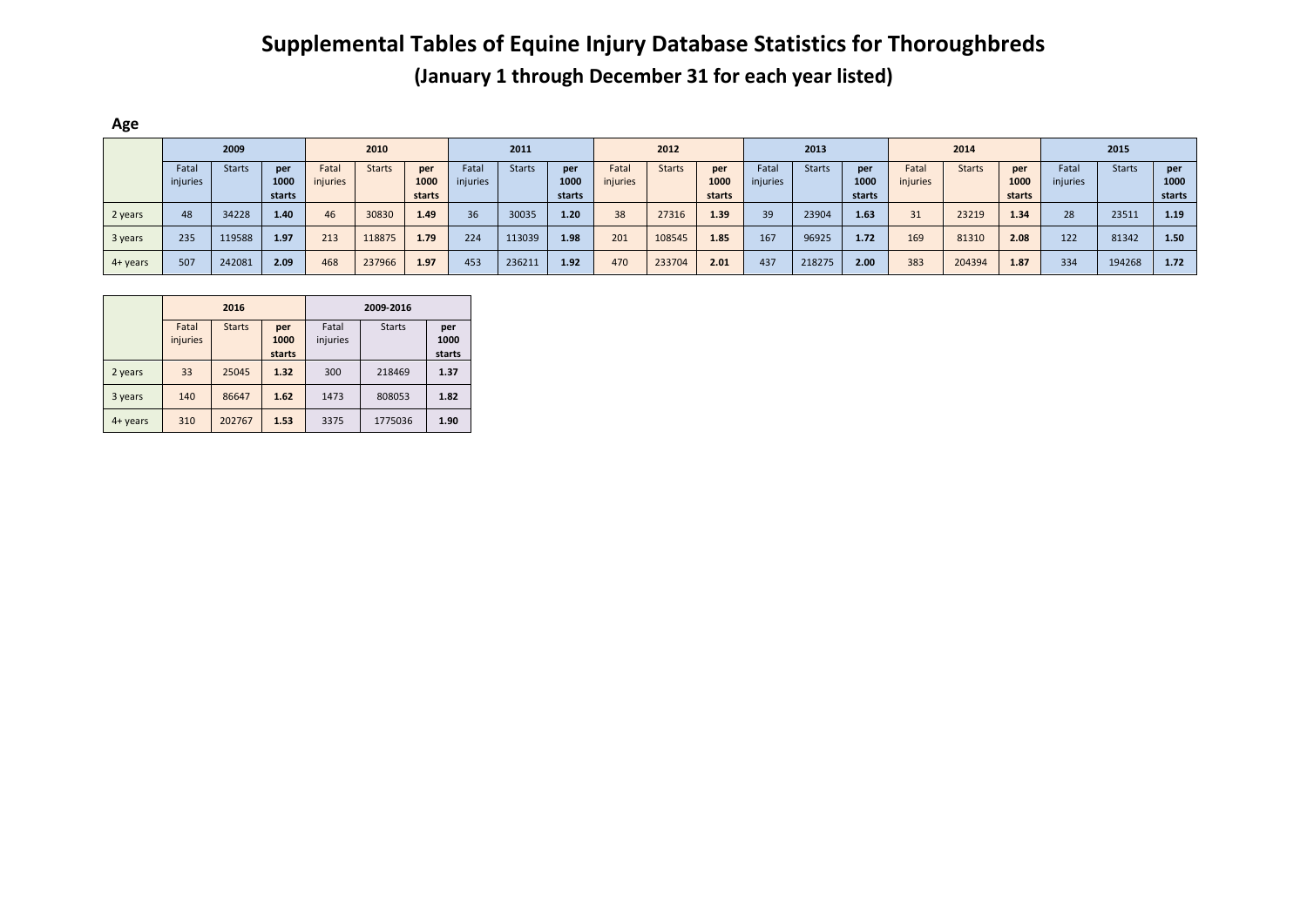# Supplemental Tables of Equine Injury Database Statistics for Thoroughbreds

## (January 1 through December 31 for each year listed)

### Age

| | 2009 | | | 2010 | | | 2011 | | | 2012 | | | 2013 | | | 2014 | | | 2015 | | |
|---|---|---|---|---|---|---|---|---|---|---|---|---|---|---|---|---|---|---|---|---|---|
| | Fatal injuries | Starts | **per 1000 starts** | Fatal injuries | Starts | **per 1000 starts** | Fatal injuries | Starts | **per 1000 starts** | Fatal injuries | Starts | **per 1000 starts** | Fatal injuries | Starts | **per 1000 starts** | Fatal injuries | Starts | **per 1000 starts** | Fatal injuries | Starts | **per 1000 starts** |
| 2 years | 48 | 34228 | **1.40** | 46 | 30830 | **1.49** | 36 | 30035 | **1.20** | 38 | 27316 | **1.39** | 39 | 23904 | **1.63** | 31 | 23219 | **1.34** | 28 | 23511 | **1.19** |
| 3 years | 235 | 119588 | **1.97** | 213 | 118875 | **1.79** | 224 | 113039 | **1.98** | 201 | 108545 | **1.85** | 167 | 96925 | **1.72** | 169 | 81310 | **2.08** | 122 | 81342 | **1.50** |
| 4+ years | 507 | 242081 | **2.09** | 468 | 237966 | **1.97** | 453 | 236211 | **1.92** | 470 | 233704 | **2.01** | 437 | 218275 | **2.00** | 383 | 204394 | **1.87** | 334 | 194268 | **1.72** |

| | 2016 | | | 2009-2016 | | |
|---|---|---|---|---|---|---|
| | Fatal injuries | Starts | **per 1000 starts** | Fatal injuries | Starts | **per 1000 starts** |
| 2 years | 33 | 25045 | **1.32** | 300 | 218469 | **1.37** |
| 3 years | 140 | 86647 | **1.62** | 1473 | 808053 | **1.82** |
| 4+ years | 310 | 202767 | **1.53** | 3375 | 1775036 | **1.90** |